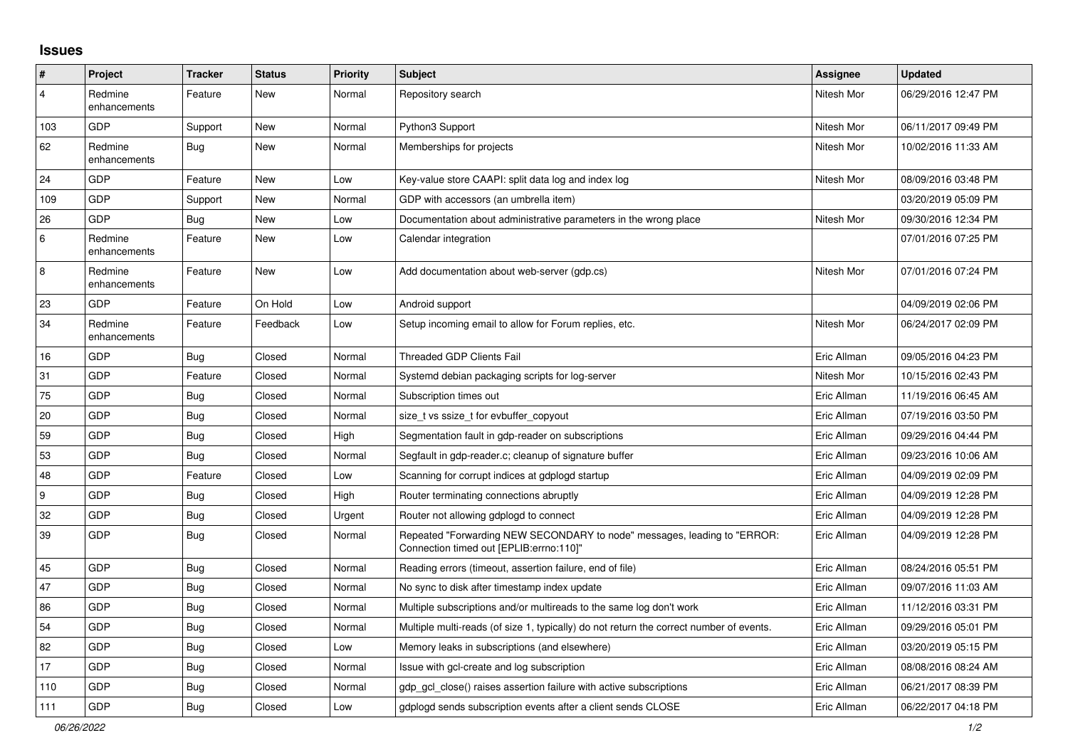## Issues

| # | Project | Tracker | Status | Priority | Subject | Assignee | Updated |
|---|---|---|---|---|---|---|---|
| 4 | Redmine enhancements | Feature | New | Normal | Repository search | Nitesh Mor | 06/29/2016 12:47 PM |
| 103 | GDP | Support | New | Normal | Python3 Support | Nitesh Mor | 06/11/2017 09:49 PM |
| 62 | Redmine enhancements | Bug | New | Normal | Memberships for projects | Nitesh Mor | 10/02/2016 11:33 AM |
| 24 | GDP | Feature | New | Low | Key-value store CAAPI: split data log and index log | Nitesh Mor | 08/09/2016 03:48 PM |
| 109 | GDP | Support | New | Normal | GDP with accessors (an umbrella item) | | 03/20/2019 05:09 PM |
| 26 | GDP | Bug | New | Low | Documentation about administrative parameters in the wrong place | Nitesh Mor | 09/30/2016 12:34 PM |
| 6 | Redmine enhancements | Feature | New | Low | Calendar integration | | 07/01/2016 07:25 PM |
| 8 | Redmine enhancements | Feature | New | Low | Add documentation about web-server (gdp.cs) | Nitesh Mor | 07/01/2016 07:24 PM |
| 23 | GDP | Feature | On Hold | Low | Android support | | 04/09/2019 02:06 PM |
| 34 | Redmine enhancements | Feature | Feedback | Low | Setup incoming email to allow for Forum replies, etc. | Nitesh Mor | 06/24/2017 02:09 PM |
| 16 | GDP | Bug | Closed | Normal | Threaded GDP Clients Fail | Eric Allman | 09/05/2016 04:23 PM |
| 31 | GDP | Feature | Closed | Normal | Systemd debian packaging scripts for log-server | Nitesh Mor | 10/15/2016 02:43 PM |
| 75 | GDP | Bug | Closed | Normal | Subscription times out | Eric Allman | 11/19/2016 06:45 AM |
| 20 | GDP | Bug | Closed | Normal | size_t vs ssize_t for evbuffer_copyout | Eric Allman | 07/19/2016 03:50 PM |
| 59 | GDP | Bug | Closed | High | Segmentation fault in gdp-reader on subscriptions | Eric Allman | 09/29/2016 04:44 PM |
| 53 | GDP | Bug | Closed | Normal | Segfault in gdp-reader.c; cleanup of signature buffer | Eric Allman | 09/23/2016 10:06 AM |
| 48 | GDP | Feature | Closed | Low | Scanning for corrupt indices at gdplogd startup | Eric Allman | 04/09/2019 02:09 PM |
| 9 | GDP | Bug | Closed | High | Router terminating connections abruptly | Eric Allman | 04/09/2019 12:28 PM |
| 32 | GDP | Bug | Closed | Urgent | Router not allowing gdplogd to connect | Eric Allman | 04/09/2019 12:28 PM |
| 39 | GDP | Bug | Closed | Normal | Repeated "Forwarding NEW SECONDARY to node" messages, leading to "ERROR: Connection timed out [EPLIB:errno:110]" | Eric Allman | 04/09/2019 12:28 PM |
| 45 | GDP | Bug | Closed | Normal | Reading errors (timeout, assertion failure, end of file) | Eric Allman | 08/24/2016 05:51 PM |
| 47 | GDP | Bug | Closed | Normal | No sync to disk after timestamp index update | Eric Allman | 09/07/2016 11:03 AM |
| 86 | GDP | Bug | Closed | Normal | Multiple subscriptions and/or multireads to the same log don't work | Eric Allman | 11/12/2016 03:31 PM |
| 54 | GDP | Bug | Closed | Normal | Multiple multi-reads (of size 1, typically) do not return the correct number of events. | Eric Allman | 09/29/2016 05:01 PM |
| 82 | GDP | Bug | Closed | Low | Memory leaks in subscriptions (and elsewhere) | Eric Allman | 03/20/2019 05:15 PM |
| 17 | GDP | Bug | Closed | Normal | Issue with gcl-create and log subscription | Eric Allman | 08/08/2016 08:24 AM |
| 110 | GDP | Bug | Closed | Normal | gdp_gcl_close() raises assertion failure with active subscriptions | Eric Allman | 06/21/2017 08:39 PM |
| 111 | GDP | Bug | Closed | Low | gdplogd sends subscription events after a client sends CLOSE | Eric Allman | 06/22/2017 04:18 PM |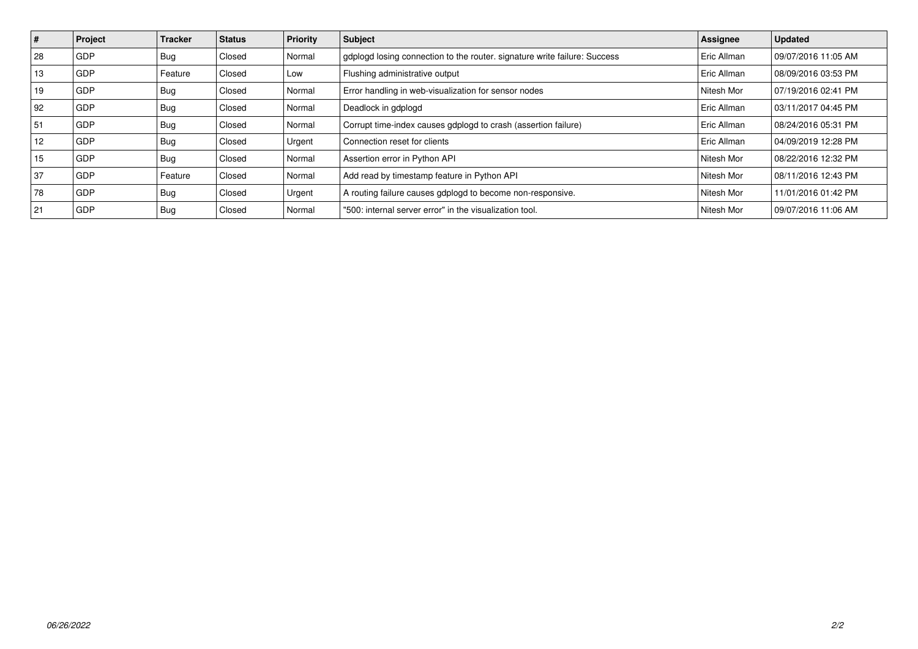| # | Project | Tracker | Status | Priority | Subject | Assignee | Updated |
|---|---|---|---|---|---|---|---|
| 28 | GDP | Bug | Closed | Normal | gdplogd losing connection to the router. signature write failure: Success | Eric Allman | 09/07/2016 11:05 AM |
| 13 | GDP | Feature | Closed | Low | Flushing administrative output | Eric Allman | 08/09/2016 03:53 PM |
| 19 | GDP | Bug | Closed | Normal | Error handling in web-visualization for sensor nodes | Nitesh Mor | 07/19/2016 02:41 PM |
| 92 | GDP | Bug | Closed | Normal | Deadlock in gdplogd | Eric Allman | 03/11/2017 04:45 PM |
| 51 | GDP | Bug | Closed | Normal | Corrupt time-index causes gdplogd to crash (assertion failure) | Eric Allman | 08/24/2016 05:31 PM |
| 12 | GDP | Bug | Closed | Urgent | Connection reset for clients | Eric Allman | 04/09/2019 12:28 PM |
| 15 | GDP | Bug | Closed | Normal | Assertion error in Python API | Nitesh Mor | 08/22/2016 12:32 PM |
| 37 | GDP | Feature | Closed | Normal | Add read by timestamp feature in Python API | Nitesh Mor | 08/11/2016 12:43 PM |
| 78 | GDP | Bug | Closed | Urgent | A routing failure causes gdplogd to become non-responsive. | Nitesh Mor | 11/01/2016 01:42 PM |
| 21 | GDP | Bug | Closed | Normal | "500: internal server error" in the visualization tool. | Nitesh Mor | 09/07/2016 11:06 AM |